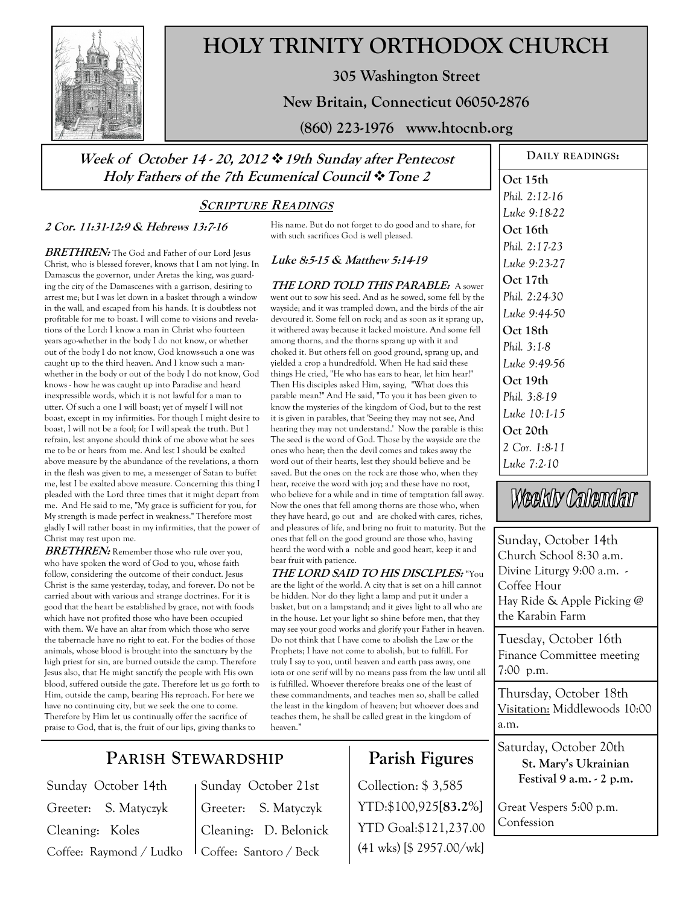# HOLY TRINITY ORTHODOX CHURCH

**305 Washington Street**

**New Britain, Connecticut 06050-2876**

**(860) 223-1976 www.htocnb.org**

***Week of October 14 - 20, 2012 ❖ 19th Sunday after Pentecost***
***Holy Fathers of the 7th Ecumenical Council ❖ Tone 2***

## SCRIPTURE READINGS

### *2 Cor. 11:31-12:9 & Hebrews 13:7-16*

***BRETHREN:*** The God and Father of our Lord Jesus Christ, who is blessed forever, knows that I am not lying. In Damascus the governor, under Aretas the king, was guarding the city of the Damascenes with a garrison, desiring to arrest me; but I was let down in a basket through a window in the wall, and escaped from his hands. It is doubtless not profitable for me to boast. I will come to visions and revelations of the Lord: I know a man in Christ who fourteen years ago-whether in the body I do not know, or whether out of the body I do not know, God knows-such a one was caught up to the third heaven. And I know such a man-whether in the body or out of the body I do not know, God knows - how he was caught up into Paradise and heard inexpressible words, which it is not lawful for a man to utter. Of such a one I will boast; yet of myself I will not boast, except in my infirmities. For though I might desire to boast, I will not be a fool; for I will speak the truth. But I refrain, lest anyone should think of me above what he sees me to be or hears from me. And lest I should be exalted above measure by the abundance of the revelations, a thorn in the flesh was given to me, a messenger of Satan to buffet me, lest I be exalted above measure. Concerning this thing I pleaded with the Lord three times that it might depart from me. And He said to me, "My grace is sufficient for you, for My strength is made perfect in weakness." Therefore most gladly I will rather boast in my infirmities, that the power of Christ may rest upon me.

***BRETHREN:*** Remember those who rule over you, who have spoken the word of God to you, whose faith follow, considering the outcome of their conduct. Jesus Christ is the same yesterday, today, and forever. Do not be carried about with various and strange doctrines. For it is good that the heart be established by grace, not with foods which have not profited those who have been occupied with them. We have an altar from which those who serve the tabernacle have no right to eat. For the bodies of those animals, whose blood is brought into the sanctuary by the high priest for sin, are burned outside the camp. Therefore Jesus also, that He might sanctify the people with His own blood, suffered outside the gate. Therefore let us go forth to Him, outside the camp, bearing His reproach. For here we have no continuing city, but we seek the one to come. Therefore by Him let us continually offer the sacrifice of praise to God, that is, the fruit of our lips, giving thanks to His name. But do not forget to do good and to share, for with such sacrifices God is well pleased.

### *Luke 8:5-15 & Matthew 5:14-19*

***THE LORD TOLD THIS PARABLE:*** A sower went out to sow his seed. And as he sowed, some fell by the wayside; and it was trampled down, and the birds of the air devoured it. Some fell on rock; and as soon as it sprang up, it withered away because it lacked moisture. And some fell among thorns, and the thorns sprang up with it and choked it. But others fell on good ground, sprang up, and yielded a crop a hundredfold. When He had said these things He cried, "He who has ears to hear, let him hear!" Then His disciples asked Him, saying, "What does this parable mean?" And He said, "To you it has been given to know the mysteries of the kingdom of God, but to the rest it is given in parables, that 'Seeing they may not see, And hearing they may not understand.' Now the parable is this: The seed is the word of God. Those by the wayside are the ones who hear; then the devil comes and takes away the word out of their hearts, lest they should believe and be saved. But the ones on the rock are those who, when they hear, receive the word with joy; and these have no root, who believe for a while and in time of temptation fall away. Now the ones that fell among thorns are those who, when they have heard, go out and are choked with cares, riches, and pleasures of life, and bring no fruit to maturity. But the ones that fell on the good ground are those who, having heard the word with a noble and good heart, keep it and bear fruit with patience.

***THE LORD SAID TO HIS DISCLPLES:*** "You are the light of the world. A city that is set on a hill cannot be hidden. Nor do they light a lamp and put it under a basket, but on a lampstand; and it gives light to all who are in the house. Let your light so shine before men, that they may see your good works and glorify your Father in heaven. Do not think that I have come to abolish the Law or the Prophets; I have not come to abolish, but to fulfill. For truly I say to you, until heaven and earth pass away, one iota or one serif will by no means pass from the law until all is fulfilled. Whoever therefore breaks one of the least of these commandments, and teaches men so, shall be called the least in the kingdom of heaven; but whoever does and teaches them, he shall be called great in the kingdom of heaven."

## DAILY READINGS:

**Oct 15th**
*Phil. 2:12-16*
*Luke 9:18-22*

**Oct 16th**
*Phil. 2:17-23*
*Luke 9:23-27*

**Oct 17th**
*Phil. 2:24-30*
*Luke 9:44-50*

**Oct 18th**
*Phil. 3:1-8*
*Luke 9:49-56*

**Oct 19th**
*Phil. 3:8-19*
*Luke 10:1-15*

**Oct 20th**
*2 Cor. 1:8-11*
*Luke 7:2-10*

## Weekly Calendar

Sunday, October 14th
Church School 8:30 a.m.
Divine Liturgy 9:00 a.m. - Coffee Hour
Hay Ride & Apple Picking @ the Karabin Farm

Tuesday, October 16th
Finance Committee meeting 7:00 p.m.

Thursday, October 18th
Visitation: Middlewoods 10:00 a.m.

Saturday, October 20th
**St. Mary's Ukrainian Festival 9 a.m. - 2 p.m.**

Great Vespers 5:00 p.m.
Confession

## PARISH STEWARDSHIP

| Sunday October 14th | Sunday October 21st |
|---|---|
| Greeter: S. Matyczyk | Greeter: S. Matyczyk |
| Cleaning: Koles | Cleaning: D. Belonick |
| Coffee: Raymond / Ludko | Coffee: Santoro / Beck |

## Parish Figures

Collection: $ 3,585
YTD:$100,925**[83.2%]**
YTD Goal:$121,237.00
(41 wks) [$ 2957.00/wk]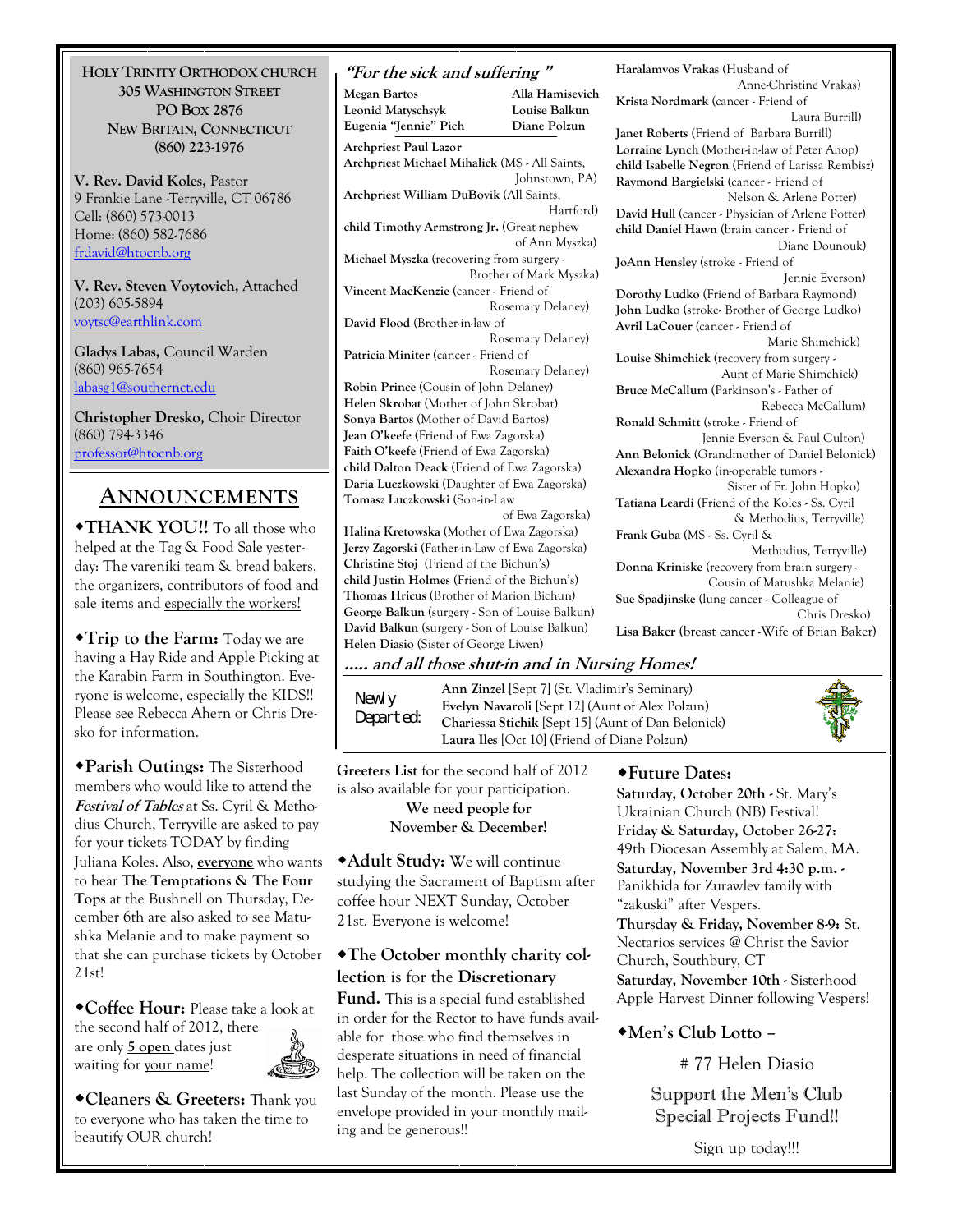**Holy Trinity Orthodox Church**
**305 Washington Street**
**PO Box 2876**
**New Britain, Connecticut**
**(860) 223-1976**

**V. Rev. David Koles,** Pastor
9 Frankie Lane -Terryville, CT 06786
Cell: (860) 573-0013
Home: (860) 582-7686
frdavid@htocnb.org

**V. Rev. Steven Voytovich,** Attached
(203) 605-5894
voytsc@earthlink.com

**Gladys Labas,** Council Warden
(860) 965-7654
labasg1@southernct.edu

**Christopher Dresko,** Choir Director
(860) 794-3346
professor@htocnb.org

## ANNOUNCEMENTS

◆**THANK YOU!!** To all those who helped at the Tag & Food Sale yesterday: The vareniki team & bread bakers, the organizers, contributors of food and sale items and especially the workers!

◆**Trip to the Farm:** Today we are having a Hay Ride and Apple Picking at the Karabin Farm in Southington. Everyone is welcome, especially the KIDS!! Please see Rebecca Ahern or Chris Dresko for information.

◆**Parish Outings:** The Sisterhood members who would like to attend the ***Festival of Tables*** at Ss. Cyril & Methodius Church, Terryville are asked to pay for your tickets TODAY by finding Juliana Koles. Also, **everyone** who wants to hear **The Temptations & The Four Tops** at the Bushnell on Thursday, December 6th are also asked to see Matushka Melanie and to make payment so that she can purchase tickets by October 21st!

◆**Coffee Hour:** Please take a look at the second half of 2012, there are only 5 open dates just waiting for your name!

◆**Cleaners & Greeters:** Thank you to everyone who has taken the time to beautify OUR church!

## *"For the sick and suffering"*

**Megan Bartos**
**Alla Hamisevich**
**Leonid Matyschsyk**
**Louise Balkun**
**Eugenia "Jennie" Pich**
**Diane Polzun**

**Archpriest Paul Lazor**
**Archpriest Michael Mihalick** (MS - All Saints, Johnstown, PA)
**Archpriest William DuBovik** (All Saints, Hartford)
**child Timothy Armstrong Jr.** (Great-nephew of Ann Myszka)
**Michael Myszka** (recovering from surgery - Brother of Mark Myszka)
**Vincent MacKenzie** (cancer - Friend of Rosemary Delaney)
**David Flood** (Brother-in-law of Rosemary Delaney)
**Patricia Miniter** (cancer - Friend of Rosemary Delaney)
**Robin Prince** (Cousin of John Delaney)
**Helen Skrobat** (Mother of John Skrobat)
**Sonya Bartos** (Mother of David Bartos)
**Jean O'keefe** (Friend of Ewa Zagorska)
**Faith O'keefe** (Friend of Ewa Zagorska)
**child Dalton Deack** (Friend of Ewa Zagorska)
**Daria Luczkowski** (Daughter of Ewa Zagorska)
**Tomasz Luczkowski** (Son-in-Law of Ewa Zagorska)
**Halina Kretowska** (Mother of Ewa Zagorska)
**Jerzy Zagorski** (Father-in-Law of Ewa Zagorska)
**Christine Stoj** (Friend of the Bichun's)
**child Justin Holmes** (Friend of the Bichun's)
**Thomas Hricus** (Brother of Marion Bichun)
**George Balkun** (surgery - Son of Louise Balkun)
**David Balkun** (surgery - Son of Louise Balkun)
**Helen Diasio** (Sister of George Liwen)
**Haralamvos Vrakas** (Husband of Anne-Christine Vrakas)
**Krista Nordmark** (cancer - Friend of Laura Burrill)
**Janet Roberts** (Friend of Barbara Burrill)
**Lorraine Lynch** (Mother-in-law of Peter Anop)
**child Isabelle Negron** (Friend of Larissa Rembisz)
**Raymond Bargielski** (cancer - Friend of Nelson & Arlene Potter)
**David Hull** (cancer - Physician of Arlene Potter)
**child Daniel Hawn** (brain cancer - Friend of Diane Dounouk)
**JoAnn Hensley** (stroke - Friend of Jennie Everson)
**Dorothy Ludko** (Friend of Barbara Raymond)
**John Ludko** (stroke- Brother of George Ludko)
**Avril LaCouer** (cancer - Friend of Marie Shimchick)
**Louise Shimchick** (recovery from surgery - Aunt of Marie Shimchick)
**Bruce McCallum** (Parkinson's - Father of Rebecca McCallum)
**Ronald Schmitt** (stroke - Friend of Jennie Everson & Paul Culton)
**Ann Belonick** (Grandmother of Daniel Belonick)
**Alexandra Hopko** (in-operable tumors - Sister of Fr. John Hopko)
**Tatiana Leardi** (Friend of the Koles - Ss. Cyril & Methodius, Terryville)
**Frank Guba** (MS - Ss. Cyril & Methodius, Terryville)
**Donna Kriniske** (recovery from brain surgery - Cousin of Matushka Melanie)
**Sue Spadjinske** (lung cancer - Colleague of Chris Dresko)
**Lisa Baker** (breast cancer -Wife of Brian Baker)

### *..... and all those shut-in and in Nursing Homes!*

**Newly Departed:**
**Ann Zinzel** [Sept 7] (St. Vladimir's Seminary)
**Evelyn Navaroli** [Sept 12] (Aunt of Alex Polzun)
**Chariessa Stichik** [Sept 15] (Aunt of Dan Belonick)
**Laura Iles** [Oct 10] (Friend of Diane Polzun)

**Greeters List** for the second half of 2012 is also available for your participation.
**We need people for November & December!**

◆**Adult Study:** We will continue studying the Sacrament of Baptism after coffee hour NEXT Sunday, October 21st. Everyone is welcome!

◆**The October monthly charity collection** is for the **Discretionary Fund.** This is a special fund established in order for the Rector to have funds available for those who find themselves in desperate situations in need of financial help. The collection will be taken on the last Sunday of the month. Please use the envelope provided in your monthly mailing and be generous!!

◆**Future Dates:**

**Saturday, October 20th -** St. Mary's Ukrainian Church (NB) Festival!
**Friday & Saturday, October 26-27:** 49th Diocesan Assembly at Salem, MA.
**Saturday, November 3rd 4:30 p.m. -** Panikhida for Zurawlev family with "zakuski" after Vespers.
**Thursday & Friday, November 8-9:** St. Nectarios services @ Christ the Savior Church, Southbury, CT
**Saturday, November 10th -** Sisterhood Apple Harvest Dinner following Vespers!

◆**Men's Club Lotto –**

# 77 Helen Diasio

Support the Men's Club Special Projects Fund!!

Sign up today!!!